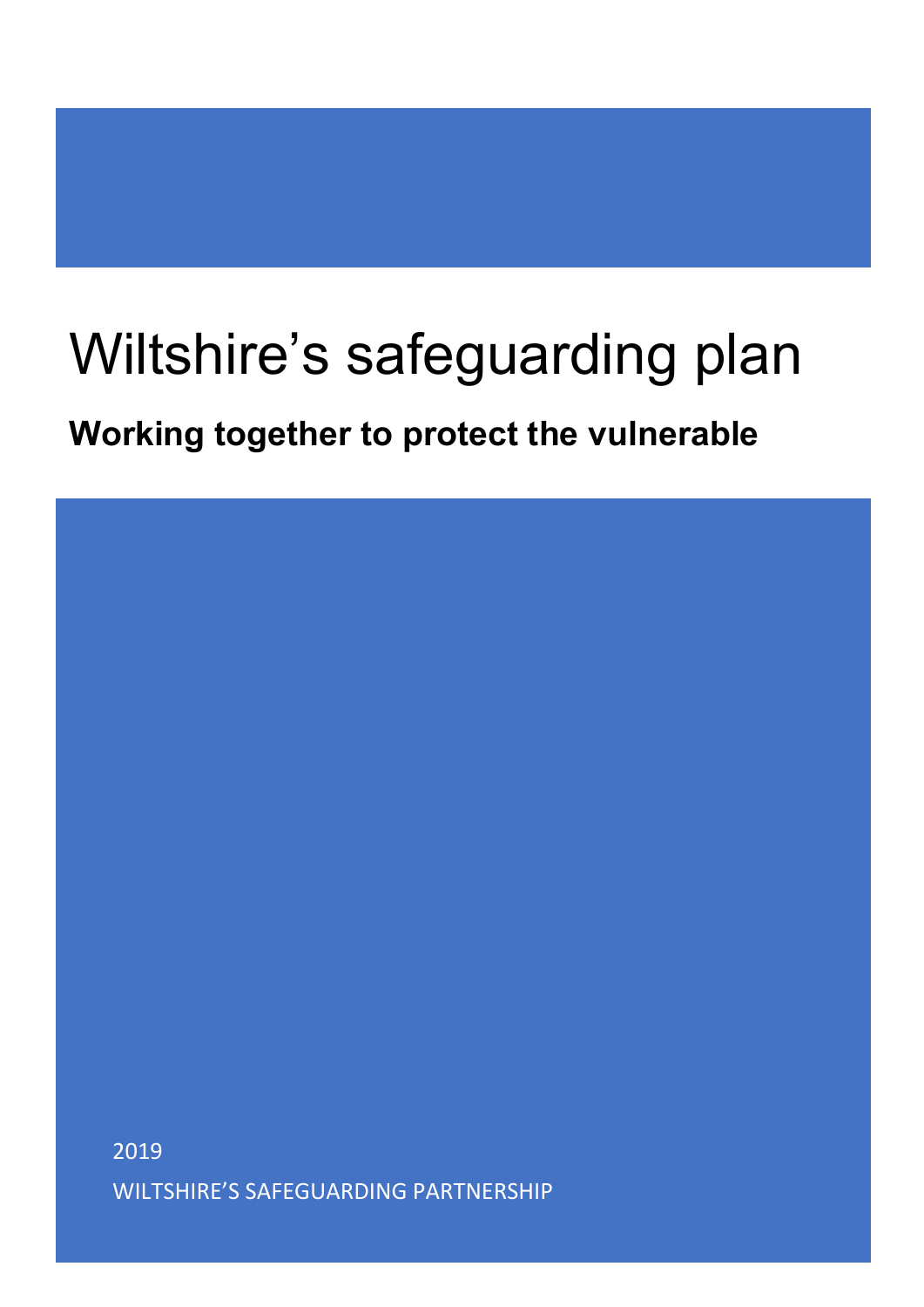# Wiltshire's safeguarding plan

## Working together to protect the vulnerable

2019

WILTSHIRE'S SAFEGUARDING PARTNERSHIP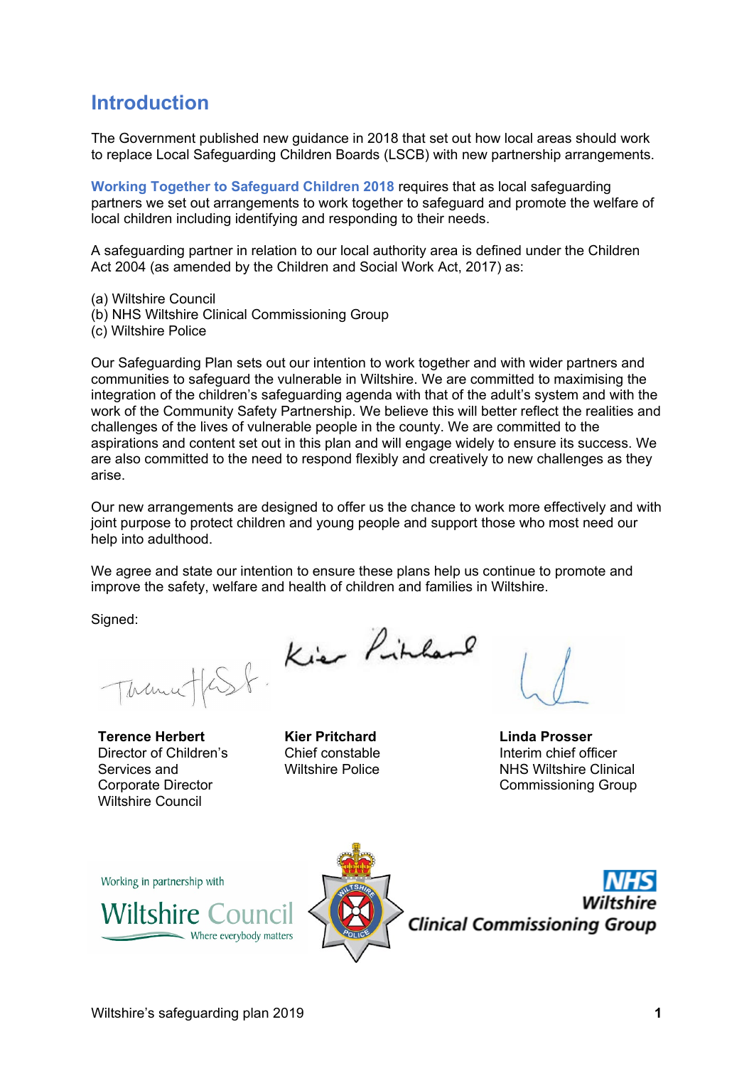# Introduction

The Government published new guidance in 2018 that set out how local areas should work to replace Local Safeguarding Children Boards (LSCB) with new partnership arrangements.

**Working Together to Safeguard Children 2018** requires that as local safeguarding partners we set out arrangements to work together to safeguard and promote the welfare of local children including identifying and responding to their needs.

A safeguarding partner in relation to our local authority area is defined under the Children Act 2004 (as amended by the Children and Social Work Act, 2017) as:

(a) Wiltshire Council
(b) NHS Wiltshire Clinical Commissioning Group
(c) Wiltshire Police

Our Safeguarding Plan sets out our intention to work together and with wider partners and communities to safeguard the vulnerable in Wiltshire. We are committed to maximising the integration of the children's safeguarding agenda with that of the adult's system and with the work of the Community Safety Partnership. We believe this will better reflect the realities and challenges of the lives of vulnerable people in the county. We are committed to the aspirations and content set out in this plan and will engage widely to ensure its success. We are also committed to the need to respond flexibly and creatively to new challenges as they arise.

Our new arrangements are designed to offer us the chance to work more effectively and with joint purpose to protect children and young people and support those who most need our help into adulthood.

We agree and state our intention to ensure these plans help us continue to promote and improve the safety, welfare and health of children and families in Wiltshire.

Signed:

**Terence Herbert**
Director of Children's Services and Corporate Director
Wiltshire Council

**Kier Pritchard**
Chief constable
Wiltshire Police

**Linda Prosser**
Interim chief officer
NHS Wiltshire Clinical Commissioning Group

Working in partnership with Wiltshire Council – Where everybody matters

Wiltshire Police

NHS Wiltshire Clinical Commissioning Group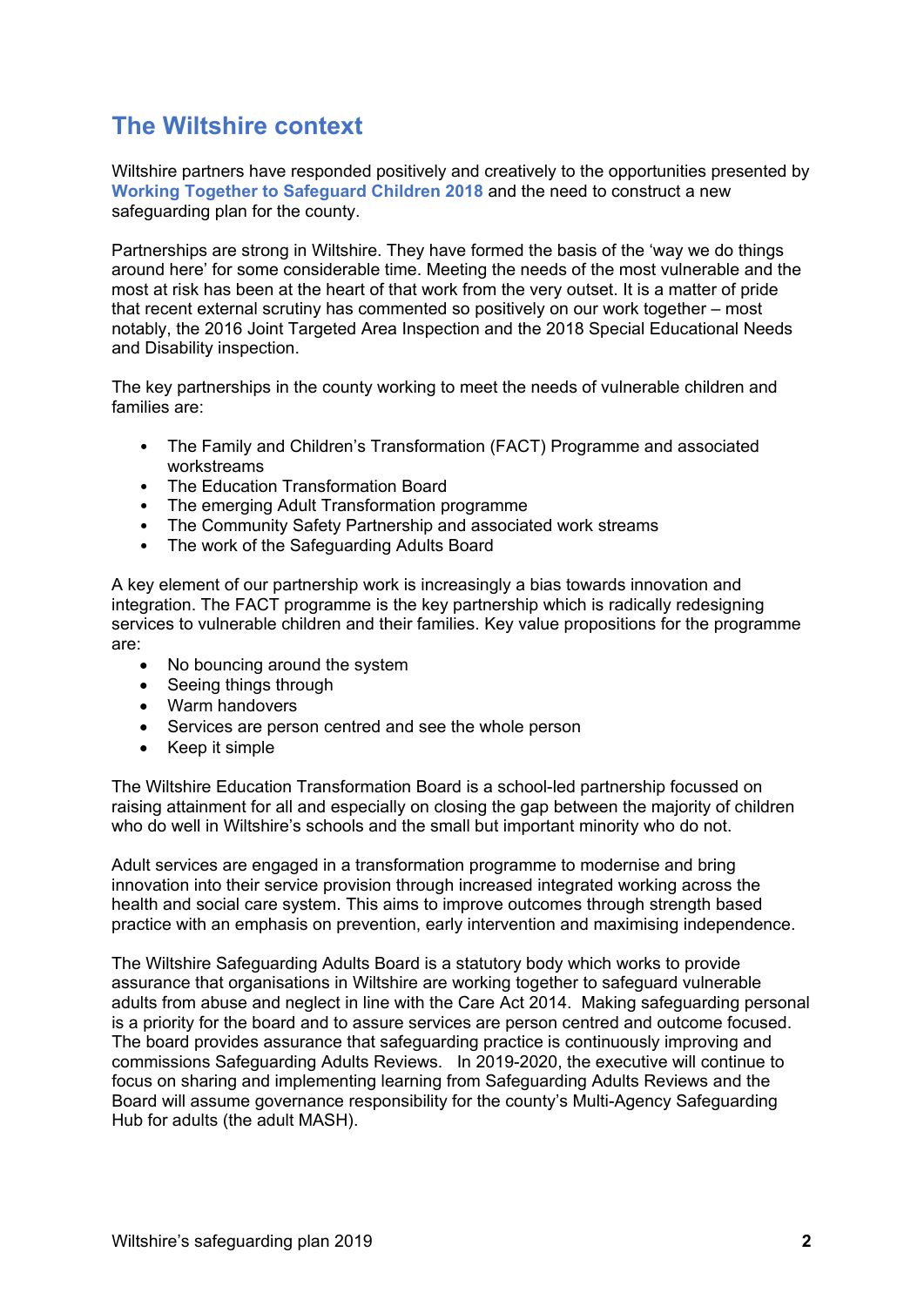## The Wiltshire context

Wiltshire partners have responded positively and creatively to the opportunities presented by **Working Together to Safeguard Children 2018** and the need to construct a new safeguarding plan for the county.

Partnerships are strong in Wiltshire. They have formed the basis of the 'way we do things around here' for some considerable time. Meeting the needs of the most vulnerable and the most at risk has been at the heart of that work from the very outset. It is a matter of pride that recent external scrutiny has commented so positively on our work together – most notably, the 2016 Joint Targeted Area Inspection and the 2018 Special Educational Needs and Disability inspection.

The key partnerships in the county working to meet the needs of vulnerable children and families are:

- The Family and Children's Transformation (FACT) Programme and associated workstreams
- The Education Transformation Board
- The emerging Adult Transformation programme
- The Community Safety Partnership and associated work streams
- The work of the Safeguarding Adults Board

A key element of our partnership work is increasingly a bias towards innovation and integration. The FACT programme is the key partnership which is radically redesigning services to vulnerable children and their families. Key value propositions for the programme are:

- No bouncing around the system
- Seeing things through
- Warm handovers
- Services are person centred and see the whole person
- Keep it simple

The Wiltshire Education Transformation Board is a school-led partnership focussed on raising attainment for all and especially on closing the gap between the majority of children who do well in Wiltshire's schools and the small but important minority who do not.

Adult services are engaged in a transformation programme to modernise and bring innovation into their service provision through increased integrated working across the health and social care system. This aims to improve outcomes through strength based practice with an emphasis on prevention, early intervention and maximising independence.

The Wiltshire Safeguarding Adults Board is a statutory body which works to provide assurance that organisations in Wiltshire are working together to safeguard vulnerable adults from abuse and neglect in line with the Care Act 2014. Making safeguarding personal is a priority for the board and to assure services are person centred and outcome focused. The board provides assurance that safeguarding practice is continuously improving and commissions Safeguarding Adults Reviews. In 2019-2020, the executive will continue to focus on sharing and implementing learning from Safeguarding Adults Reviews and the Board will assume governance responsibility for the county's Multi-Agency Safeguarding Hub for adults (the adult MASH).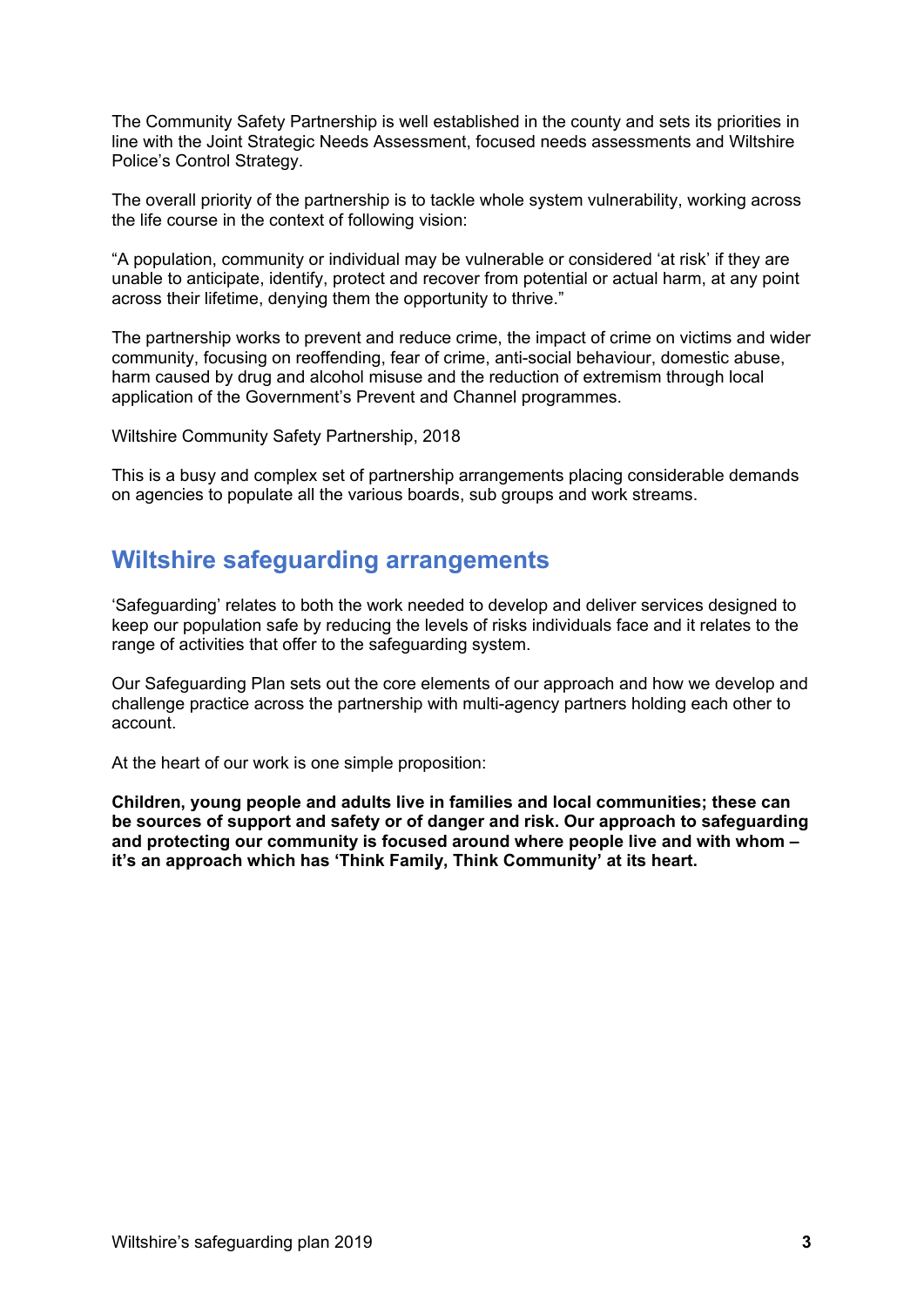The Community Safety Partnership is well established in the county and sets its priorities in line with the Joint Strategic Needs Assessment, focused needs assessments and Wiltshire Police's Control Strategy.

The overall priority of the partnership is to tackle whole system vulnerability, working across the life course in the context of following vision:

"A population, community or individual may be vulnerable or considered 'at risk' if they are unable to anticipate, identify, protect and recover from potential or actual harm, at any point across their lifetime, denying them the opportunity to thrive."

The partnership works to prevent and reduce crime, the impact of crime on victims and wider community, focusing on reoffending, fear of crime, anti-social behaviour, domestic abuse, harm caused by drug and alcohol misuse and the reduction of extremism through local application of the Government's Prevent and Channel programmes.

Wiltshire Community Safety Partnership, 2018

This is a busy and complex set of partnership arrangements placing considerable demands on agencies to populate all the various boards, sub groups and work streams.

## Wiltshire safeguarding arrangements

'Safeguarding' relates to both the work needed to develop and deliver services designed to keep our population safe by reducing the levels of risks individuals face and it relates to the range of activities that offer to the safeguarding system.

Our Safeguarding Plan sets out the core elements of our approach and how we develop and challenge practice across the partnership with multi-agency partners holding each other to account.

At the heart of our work is one simple proposition:

**Children, young people and adults live in families and local communities; these can be sources of support and safety or of danger and risk. Our approach to safeguarding and protecting our community is focused around where people live and with whom – it's an approach which has 'Think Family, Think Community' at its heart.**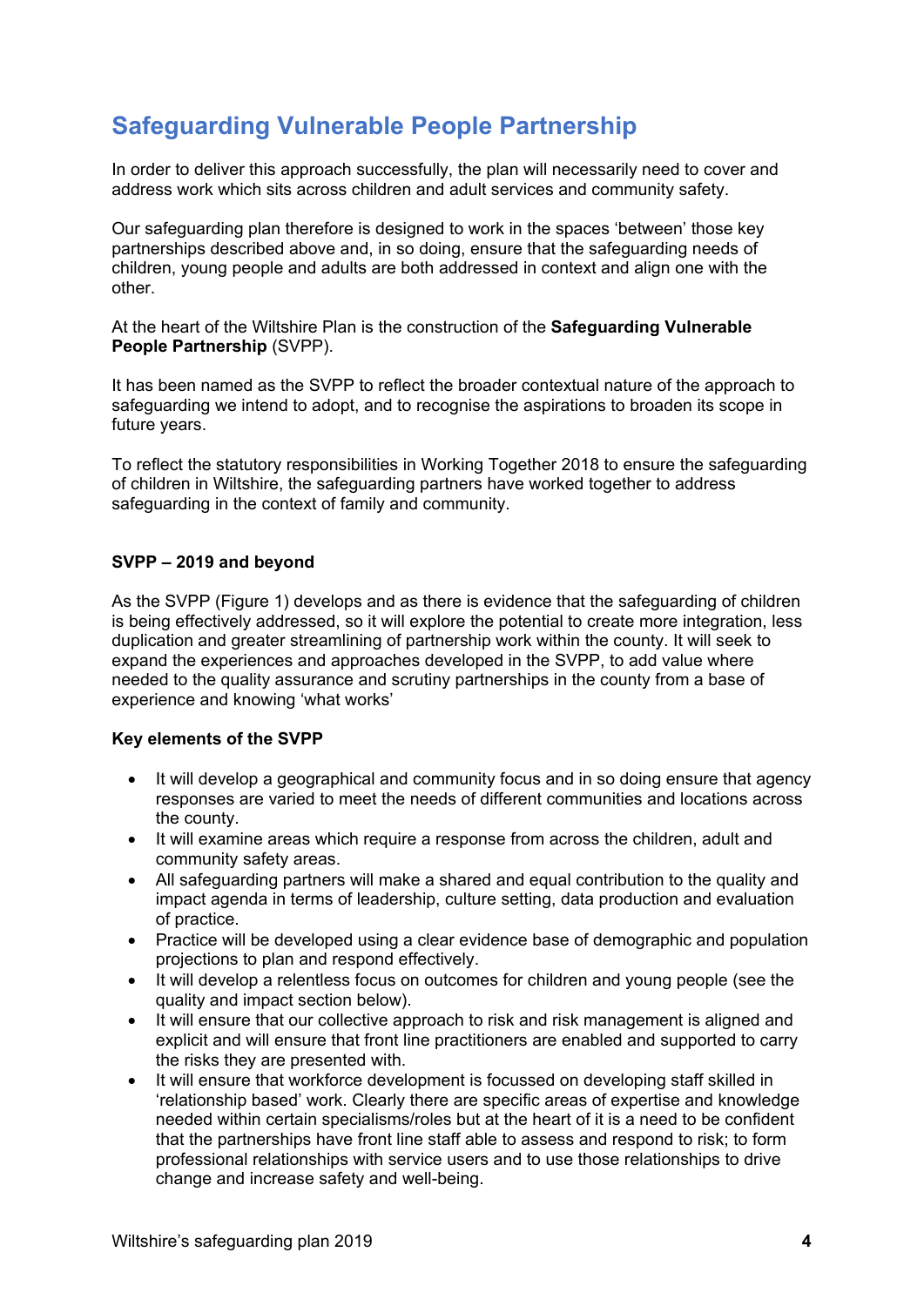## Safeguarding Vulnerable People Partnership

In order to deliver this approach successfully, the plan will necessarily need to cover and address work which sits across children and adult services and community safety.

Our safeguarding plan therefore is designed to work in the spaces 'between' those key partnerships described above and, in so doing, ensure that the safeguarding needs of children, young people and adults are both addressed in context and align one with the other.

At the heart of the Wiltshire Plan is the construction of the **Safeguarding Vulnerable People Partnership** (SVPP).

It has been named as the SVPP to reflect the broader contextual nature of the approach to safeguarding we intend to adopt, and to recognise the aspirations to broaden its scope in future years.

To reflect the statutory responsibilities in Working Together 2018 to ensure the safeguarding of children in Wiltshire, the safeguarding partners have worked together to address safeguarding in the context of family and community.

**SVPP – 2019 and beyond**

As the SVPP (Figure 1) develops and as there is evidence that the safeguarding of children is being effectively addressed, so it will explore the potential to create more integration, less duplication and greater streamlining of partnership work within the county. It will seek to expand the experiences and approaches developed in the SVPP, to add value where needed to the quality assurance and scrutiny partnerships in the county from a base of experience and knowing 'what works'

**Key elements of the SVPP**

- It will develop a geographical and community focus and in so doing ensure that agency responses are varied to meet the needs of different communities and locations across the county.
- It will examine areas which require a response from across the children, adult and community safety areas.
- All safeguarding partners will make a shared and equal contribution to the quality and impact agenda in terms of leadership, culture setting, data production and evaluation of practice.
- Practice will be developed using a clear evidence base of demographic and population projections to plan and respond effectively.
- It will develop a relentless focus on outcomes for children and young people (see the quality and impact section below).
- It will ensure that our collective approach to risk and risk management is aligned and explicit and will ensure that front line practitioners are enabled and supported to carry the risks they are presented with.
- It will ensure that workforce development is focussed on developing staff skilled in 'relationship based' work. Clearly there are specific areas of expertise and knowledge needed within certain specialisms/roles but at the heart of it is a need to be confident that the partnerships have front line staff able to assess and respond to risk; to form professional relationships with service users and to use those relationships to drive change and increase safety and well-being.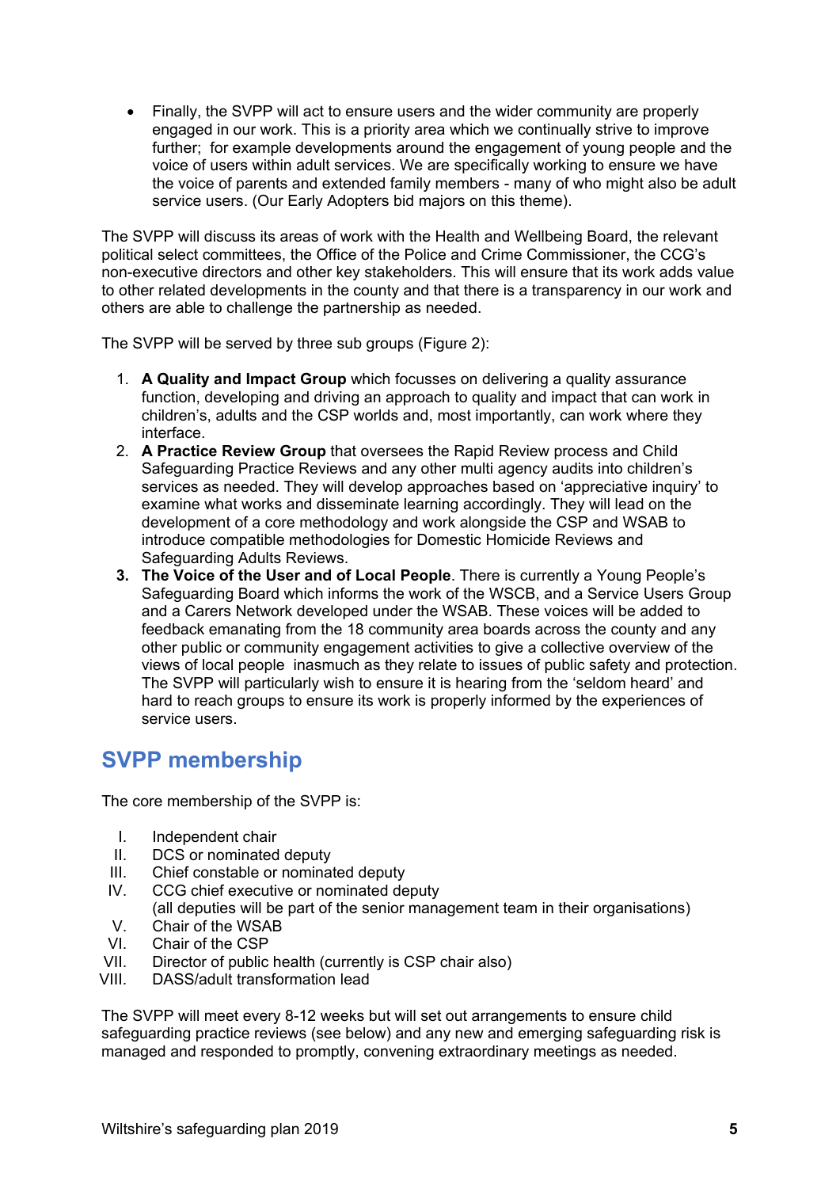- Finally, the SVPP will act to ensure users and the wider community are properly engaged in our work. This is a priority area which we continually strive to improve further;  for example developments around the engagement of young people and the voice of users within adult services. We are specifically working to ensure we have the voice of parents and extended family members - many of who might also be adult service users. (Our Early Adopters bid majors on this theme).

The SVPP will discuss its areas of work with the Health and Wellbeing Board, the relevant political select committees, the Office of the Police and Crime Commissioner, the CCG's non-executive directors and other key stakeholders. This will ensure that its work adds value to other related developments in the county and that there is a transparency in our work and others are able to challenge the partnership as needed.

The SVPP will be served by three sub groups (Figure 2):

1. **A Quality and Impact Group** which focusses on delivering a quality assurance function, developing and driving an approach to quality and impact that can work in children's, adults and the CSP worlds and, most importantly, can work where they interface.
2. **A Practice Review Group** that oversees the Rapid Review process and Child Safeguarding Practice Reviews and any other multi agency audits into children's services as needed. They will develop approaches based on 'appreciative inquiry' to examine what works and disseminate learning accordingly. They will lead on the development of a core methodology and work alongside the CSP and WSAB to introduce compatible methodologies for Domestic Homicide Reviews and Safeguarding Adults Reviews.
3. **The Voice of the User and of Local People**. There is currently a Young People's Safeguarding Board which informs the work of the WSCB, and a Service Users Group and a Carers Network developed under the WSAB. These voices will be added to feedback emanating from the 18 community area boards across the county and any other public or community engagement activities to give a collective overview of the views of local people  inasmuch as they relate to issues of public safety and protection. The SVPP will particularly wish to ensure it is hearing from the 'seldom heard' and hard to reach groups to ensure its work is properly informed by the experiences of service users.

## SVPP membership

The core membership of the SVPP is:

I. Independent chair
II. DCS or nominated deputy
III. Chief constable or nominated deputy
IV. CCG chief executive or nominated deputy
(all deputies will be part of the senior management team in their organisations)
V. Chair of the WSAB
VI. Chair of the CSP
VII. Director of public health (currently is CSP chair also)
VIII. DASS/adult transformation lead

The SVPP will meet every 8-12 weeks but will set out arrangements to ensure child safeguarding practice reviews (see below) and any new and emerging safeguarding risk is managed and responded to promptly, convening extraordinary meetings as needed.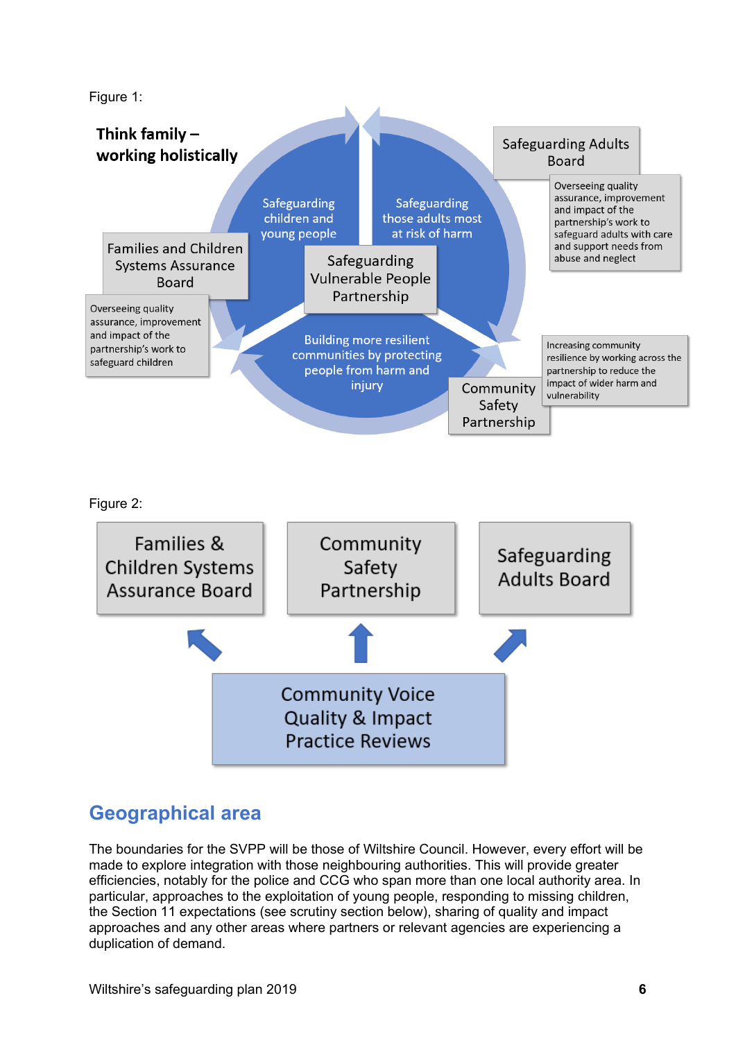Figure 1:

**Think family – working holistically**

Safeguarding children and young people

Safeguarding those adults most at risk of harm

Safeguarding Vulnerable People Partnership

Building more resilient communities by protecting people from harm and injury

Safeguarding Adults Board

Overseeing quality assurance, improvement and impact of the partnership's work to safeguard adults with care and support needs from abuse and neglect

Families and Children Systems Assurance Board

Overseeing quality assurance, improvement and impact of the partnership's work to safeguard children

Community Safety Partnership

Increasing community resilience by working across the partnership to reduce the impact of wider harm and vulnerability

Figure 2:

Families & Children Systems Assurance Board

Community Safety Partnership

Safeguarding Adults Board

Community Voice
Quality & Impact
Practice Reviews

## Geographical area

The boundaries for the SVPP will be those of Wiltshire Council. However, every effort will be made to explore integration with those neighbouring authorities. This will provide greater efficiencies, notably for the police and CCG who span more than one local authority area. In particular, approaches to the exploitation of young people, responding to missing children, the Section 11 expectations (see scrutiny section below), sharing of quality and impact approaches and any other areas where partners or relevant agencies are experiencing a duplication of demand.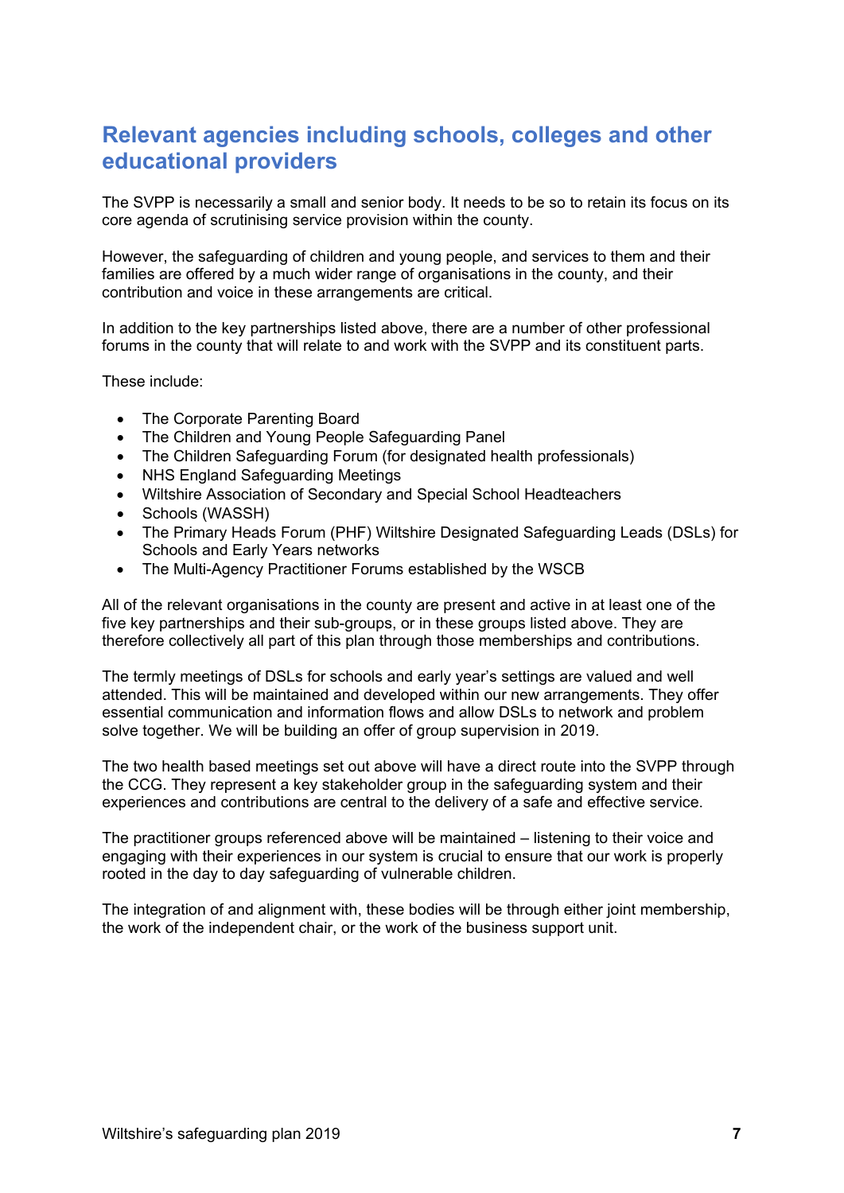## Relevant agencies including schools, colleges and other educational providers

The SVPP is necessarily a small and senior body. It needs to be so to retain its focus on its core agenda of scrutinising service provision within the county.

However, the safeguarding of children and young people, and services to them and their families are offered by a much wider range of organisations in the county, and their contribution and voice in these arrangements are critical.

In addition to the key partnerships listed above, there are a number of other professional forums in the county that will relate to and work with the SVPP and its constituent parts.

These include:

- The Corporate Parenting Board
- The Children and Young People Safeguarding Panel
- The Children Safeguarding Forum (for designated health professionals)
- NHS England Safeguarding Meetings
- Wiltshire Association of Secondary and Special School Headteachers
- Schools (WASSH)
- The Primary Heads Forum (PHF) Wiltshire Designated Safeguarding Leads (DSLs) for Schools and Early Years networks
- The Multi-Agency Practitioner Forums established by the WSCB

All of the relevant organisations in the county are present and active in at least one of the five key partnerships and their sub-groups, or in these groups listed above. They are therefore collectively all part of this plan through those memberships and contributions.

The termly meetings of DSLs for schools and early year's settings are valued and well attended. This will be maintained and developed within our new arrangements. They offer essential communication and information flows and allow DSLs to network and problem solve together. We will be building an offer of group supervision in 2019.

The two health based meetings set out above will have a direct route into the SVPP through the CCG. They represent a key stakeholder group in the safeguarding system and their experiences and contributions are central to the delivery of a safe and effective service.

The practitioner groups referenced above will be maintained – listening to their voice and engaging with their experiences in our system is crucial to ensure that our work is properly rooted in the day to day safeguarding of vulnerable children.

The integration of and alignment with, these bodies will be through either joint membership, the work of the independent chair, or the work of the business support unit.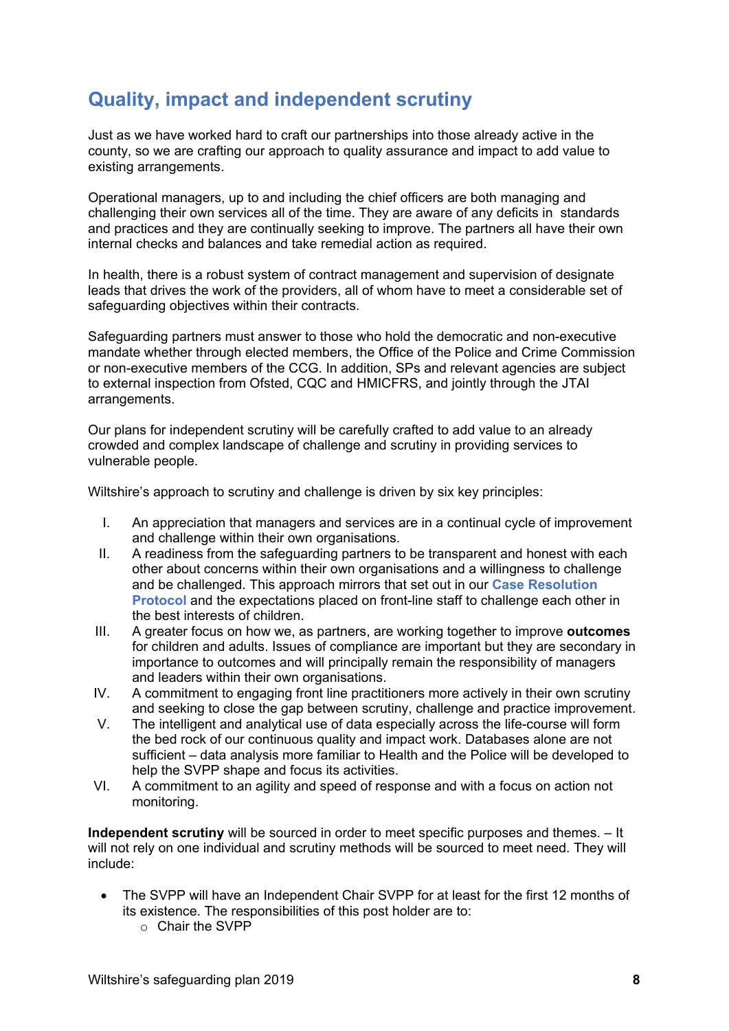## Quality, impact and independent scrutiny

Just as we have worked hard to craft our partnerships into those already active in the county, so we are crafting our approach to quality assurance and impact to add value to existing arrangements.

Operational managers, up to and including the chief officers are both managing and challenging their own services all of the time. They are aware of any deficits in standards and practices and they are continually seeking to improve. The partners all have their own internal checks and balances and take remedial action as required.

In health, there is a robust system of contract management and supervision of designate leads that drives the work of the providers, all of whom have to meet a considerable set of safeguarding objectives within their contracts.

Safeguarding partners must answer to those who hold the democratic and non-executive mandate whether through elected members, the Office of the Police and Crime Commission or non-executive members of the CCG. In addition, SPs and relevant agencies are subject to external inspection from Ofsted, CQC and HMICFRS, and jointly through the JTAI arrangements.

Our plans for independent scrutiny will be carefully crafted to add value to an already crowded and complex landscape of challenge and scrutiny in providing services to vulnerable people.

Wiltshire's approach to scrutiny and challenge is driven by six key principles:

I. An appreciation that managers and services are in a continual cycle of improvement and challenge within their own organisations.
II. A readiness from the safeguarding partners to be transparent and honest with each other about concerns within their own organisations and a willingness to challenge and be challenged. This approach mirrors that set out in our **Case Resolution Protocol** and the expectations placed on front-line staff to challenge each other in the best interests of children.
III. A greater focus on how we, as partners, are working together to improve **outcomes** for children and adults. Issues of compliance are important but they are secondary in importance to outcomes and will principally remain the responsibility of managers and leaders within their own organisations.
IV. A commitment to engaging front line practitioners more actively in their own scrutiny and seeking to close the gap between scrutiny, challenge and practice improvement.
V. The intelligent and analytical use of data especially across the life-course will form the bed rock of our continuous quality and impact work. Databases alone are not sufficient – data analysis more familiar to Health and the Police will be developed to help the SVPP shape and focus its activities.
VI. A commitment to an agility and speed of response and with a focus on action not monitoring.

**Independent scrutiny** will be sourced in order to meet specific purposes and themes. – It will not rely on one individual and scrutiny methods will be sourced to meet need. They will include:

- The SVPP will have an Independent Chair SVPP for at least for the first 12 months of its existence. The responsibilities of this post holder are to:
  - Chair the SVPP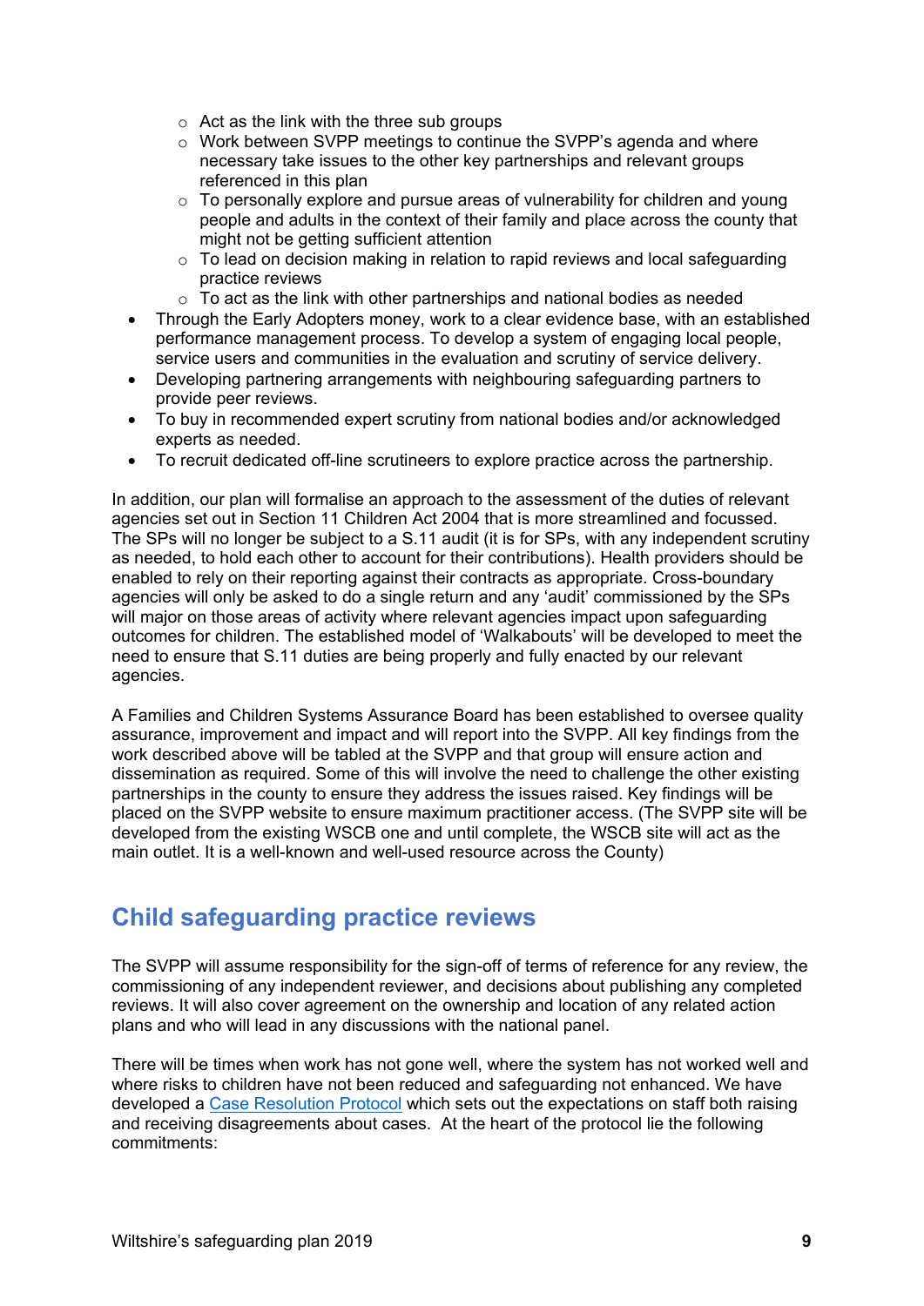- Act as the link with the three sub groups
    - Work between SVPP meetings to continue the SVPP's agenda and where necessary take issues to the other key partnerships and relevant groups referenced in this plan
    - To personally explore and pursue areas of vulnerability for children and young people and adults in the context of their family and place across the county that might not be getting sufficient attention
    - To lead on decision making in relation to rapid reviews and local safeguarding practice reviews
    - To act as the link with other partnerships and national bodies as needed
- Through the Early Adopters money, work to a clear evidence base, with an established performance management process. To develop a system of engaging local people, service users and communities in the evaluation and scrutiny of service delivery.
- Developing partnering arrangements with neighbouring safeguarding partners to provide peer reviews.
- To buy in recommended expert scrutiny from national bodies and/or acknowledged experts as needed.
- To recruit dedicated off-line scrutineers to explore practice across the partnership.

In addition, our plan will formalise an approach to the assessment of the duties of relevant agencies set out in Section 11 Children Act 2004 that is more streamlined and focussed. The SPs will no longer be subject to a S.11 audit (it is for SPs, with any independent scrutiny as needed, to hold each other to account for their contributions). Health providers should be enabled to rely on their reporting against their contracts as appropriate. Cross-boundary agencies will only be asked to do a single return and any 'audit' commissioned by the SPs will major on those areas of activity where relevant agencies impact upon safeguarding outcomes for children. The established model of 'Walkabouts' will be developed to meet the need to ensure that S.11 duties are being properly and fully enacted by our relevant agencies.

A Families and Children Systems Assurance Board has been established to oversee quality assurance, improvement and impact and will report into the SVPP. All key findings from the work described above will be tabled at the SVPP and that group will ensure action and dissemination as required. Some of this will involve the need to challenge the other existing partnerships in the county to ensure they address the issues raised. Key findings will be placed on the SVPP website to ensure maximum practitioner access. (The SVPP site will be developed from the existing WSCB one and until complete, the WSCB site will act as the main outlet. It is a well-known and well-used resource across the County)

## Child safeguarding practice reviews

The SVPP will assume responsibility for the sign-off of terms of reference for any review, the commissioning of any independent reviewer, and decisions about publishing any completed reviews. It will also cover agreement on the ownership and location of any related action plans and who will lead in any discussions with the national panel.

There will be times when work has not gone well, where the system has not worked well and where risks to children have not been reduced and safeguarding not enhanced. We have developed a Case Resolution Protocol which sets out the expectations on staff both raising and receiving disagreements about cases. At the heart of the protocol lie the following commitments: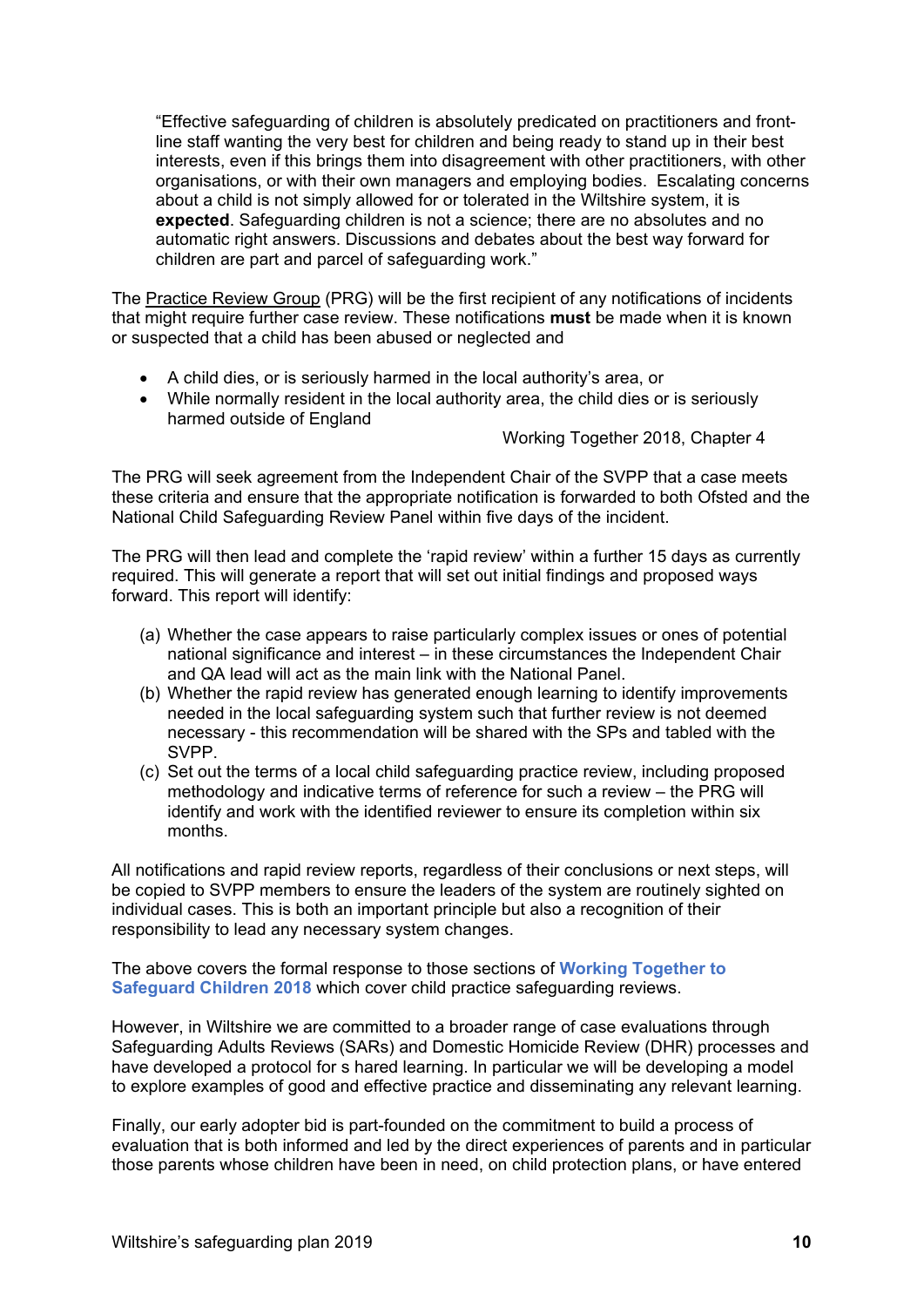"Effective safeguarding of children is absolutely predicated on practitioners and front-line staff wanting the very best for children and being ready to stand up in their best interests, even if this brings them into disagreement with other practitioners, with other organisations, or with their own managers and employing bodies. Escalating concerns about a child is not simply allowed for or tolerated in the Wiltshire system, it is **expected**. Safeguarding children is not a science; there are no absolutes and no automatic right answers. Discussions and debates about the best way forward for children are part and parcel of safeguarding work."

The Practice Review Group (PRG) will be the first recipient of any notifications of incidents that might require further case review. These notifications **must** be made when it is known or suspected that a child has been abused or neglected and

- A child dies, or is seriously harmed in the local authority's area, or
- While normally resident in the local authority area, the child dies or is seriously harmed outside of England

Working Together 2018, Chapter 4

The PRG will seek agreement from the Independent Chair of the SVPP that a case meets these criteria and ensure that the appropriate notification is forwarded to both Ofsted and the National Child Safeguarding Review Panel within five days of the incident.

The PRG will then lead and complete the 'rapid review' within a further 15 days as currently required. This will generate a report that will set out initial findings and proposed ways forward. This report will identify:

(a) Whether the case appears to raise particularly complex issues or ones of potential national significance and interest – in these circumstances the Independent Chair and QA lead will act as the main link with the National Panel.
(b) Whether the rapid review has generated enough learning to identify improvements needed in the local safeguarding system such that further review is not deemed necessary - this recommendation will be shared with the SPs and tabled with the SVPP.
(c) Set out the terms of a local child safeguarding practice review, including proposed methodology and indicative terms of reference for such a review – the PRG will identify and work with the identified reviewer to ensure its completion within six months.

All notifications and rapid review reports, regardless of their conclusions or next steps, will be copied to SVPP members to ensure the leaders of the system are routinely sighted on individual cases. This is both an important principle but also a recognition of their responsibility to lead any necessary system changes.

The above covers the formal response to those sections of **Working Together to Safeguard Children 2018** which cover child practice safeguarding reviews.

However, in Wiltshire we are committed to a broader range of case evaluations through Safeguarding Adults Reviews (SARs) and Domestic Homicide Review (DHR) processes and have developed a protocol for s hared learning. In particular we will be developing a model to explore examples of good and effective practice and disseminating any relevant learning.

Finally, our early adopter bid is part-founded on the commitment to build a process of evaluation that is both informed and led by the direct experiences of parents and in particular those parents whose children have been in need, on child protection plans, or have entered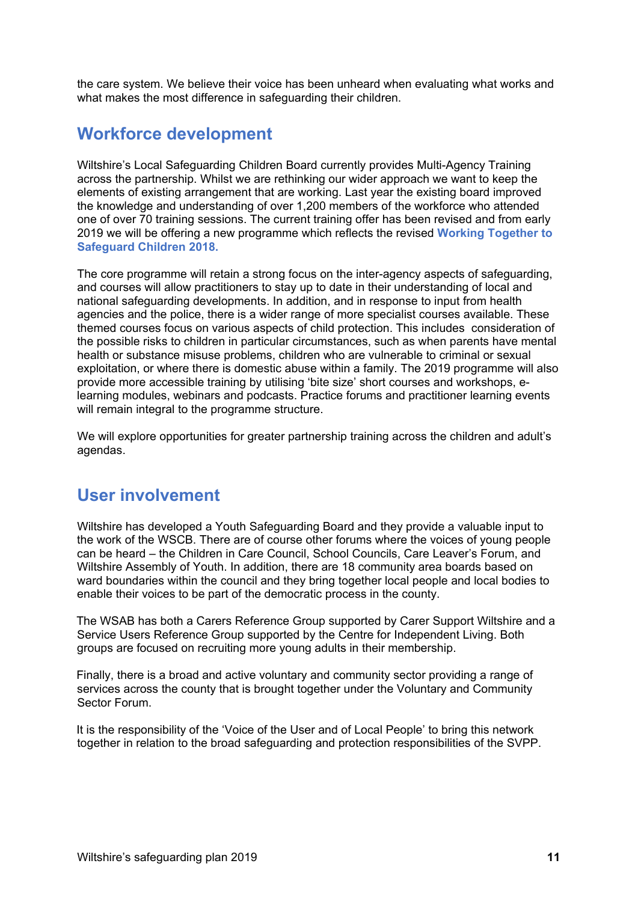the care system. We believe their voice has been unheard when evaluating what works and what makes the most difference in safeguarding their children.

## Workforce development

Wiltshire's Local Safeguarding Children Board currently provides Multi-Agency Training across the partnership. Whilst we are rethinking our wider approach we want to keep the elements of existing arrangement that are working. Last year the existing board improved the knowledge and understanding of over 1,200 members of the workforce who attended one of over 70 training sessions. The current training offer has been revised and from early 2019 we will be offering a new programme which reflects the revised **Working Together to Safeguard Children 2018.**

The core programme will retain a strong focus on the inter-agency aspects of safeguarding, and courses will allow practitioners to stay up to date in their understanding of local and national safeguarding developments. In addition, and in response to input from health agencies and the police, there is a wider range of more specialist courses available. These themed courses focus on various aspects of child protection. This includes consideration of the possible risks to children in particular circumstances, such as when parents have mental health or substance misuse problems, children who are vulnerable to criminal or sexual exploitation, or where there is domestic abuse within a family. The 2019 programme will also provide more accessible training by utilising 'bite size' short courses and workshops, e-learning modules, webinars and podcasts. Practice forums and practitioner learning events will remain integral to the programme structure.

We will explore opportunities for greater partnership training across the children and adult's agendas.

## User involvement

Wiltshire has developed a Youth Safeguarding Board and they provide a valuable input to the work of the WSCB. There are of course other forums where the voices of young people can be heard – the Children in Care Council, School Councils, Care Leaver's Forum, and Wiltshire Assembly of Youth. In addition, there are 18 community area boards based on ward boundaries within the council and they bring together local people and local bodies to enable their voices to be part of the democratic process in the county.

The WSAB has both a Carers Reference Group supported by Carer Support Wiltshire and a Service Users Reference Group supported by the Centre for Independent Living. Both groups are focused on recruiting more young adults in their membership.

Finally, there is a broad and active voluntary and community sector providing a range of services across the county that is brought together under the Voluntary and Community Sector Forum.

It is the responsibility of the 'Voice of the User and of Local People' to bring this network together in relation to the broad safeguarding and protection responsibilities of the SVPP.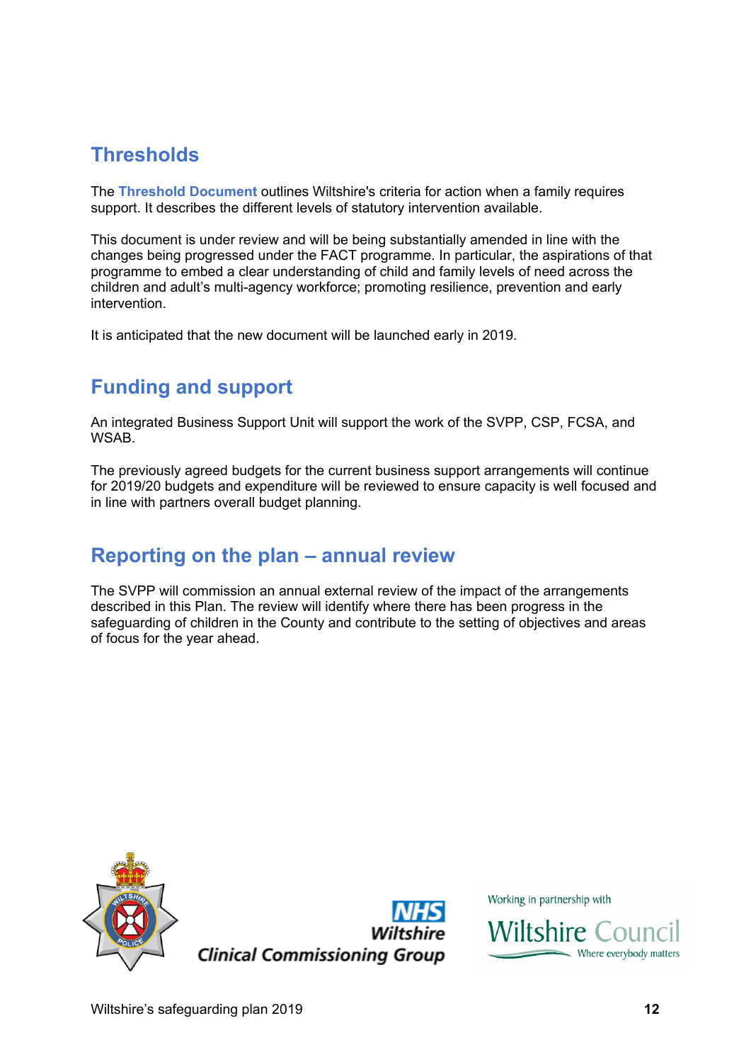## Thresholds

The **Threshold Document** outlines Wiltshire's criteria for action when a family requires support. It describes the different levels of statutory intervention available.

This document is under review and will be being substantially amended in line with the changes being progressed under the FACT programme. In particular, the aspirations of that programme to embed a clear understanding of child and family levels of need across the children and adult's multi-agency workforce; promoting resilience, prevention and early intervention.

It is anticipated that the new document will be launched early in 2019.

## Funding and support

An integrated Business Support Unit will support the work of the SVPP, CSP, FCSA, and WSAB.

The previously agreed budgets for the current business support arrangements will continue for 2019/20 budgets and expenditure will be reviewed to ensure capacity is well focused and in line with partners overall budget planning.

## Reporting on the plan – annual review

The SVPP will commission an annual external review of the impact of the arrangements described in this Plan. The review will identify where there has been progress in the safeguarding of children in the County and contribute to the setting of objectives and areas of focus for the year ahead.